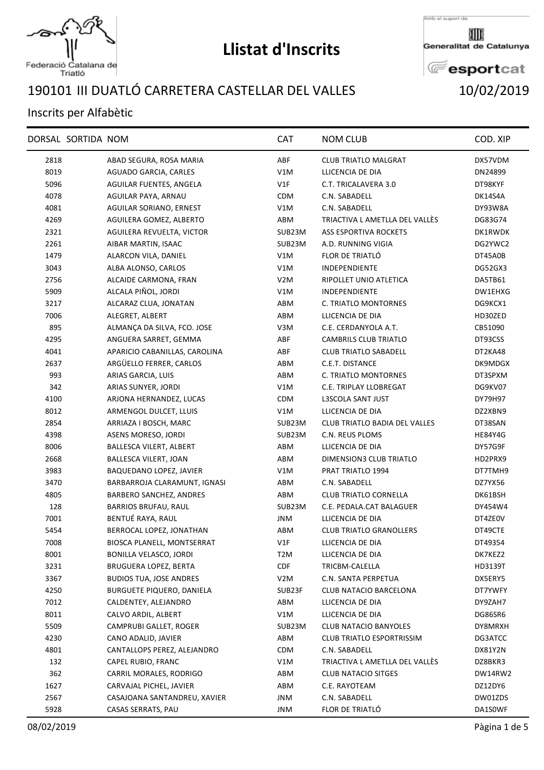# Llistat d'Inscrits

## 190101 III DUATLÓ CARRETERA CASTELLAR DEL VALLES 10/02/2019

### Inscrits per Alfabètic

| DORSAL | SORTIDA | NOM | CAT | NOM CLUB | COD. XIP |
|---|---|---|---|---|---|
| 2818 | | ABAD SEGURA, ROSA MARIA | ABF | CLUB TRIATLO MALGRAT | DX57VDM |
| 8019 | | AGUADO GARCIA, CARLES | V1M | LLICENCIA DE DIA | DN24899 |
| 5096 | | AGUILAR FUENTES, ANGELA | V1F | C.T. TRICALAVERA 3.0 | DT98KYF |
| 4078 | | AGUILAR PAYA, ARNAU | CDM | C.N. SABADELL | DK14S4A |
| 4081 | | AGUILAR SORIANO, ERNEST | V1M | C.N. SABADELL | DY93W8A |
| 4269 | | AGUILERA GOMEZ, ALBERTO | ABM | TRIACTIVA L AMETLLA DEL VALLÈS | DG83G74 |
| 2321 | | AGUILERA REVUELTA, VICTOR | SUB23M | ASS ESPORTIVA ROCKETS | DK1RWDK |
| 2261 | | AIBAR MARTIN, ISAAC | SUB23M | A.D. RUNNING VIGIA | DG2YWC2 |
| 1479 | | ALARCON VILA, DANIEL | V1M | FLOR DE TRIATLÓ | DT45A0B |
| 3043 | | ALBA ALONSO, CARLOS | V1M | INDEPENDIENTE | DG52GX3 |
| 2756 | | ALCAIDE CARMONA, FRAN | V2M | RIPOLLET UNIO ATLETICA | DA5TB61 |
| 5909 | | ALCALA PIÑOL, JORDI | V1M | INDEPENDIENTE | DW1EHXG |
| 3217 | | ALCARAZ CLUA, JONATAN | ABM | C. TRIATLO MONTORNES | DG9KCX1 |
| 7006 | | ALEGRET, ALBERT | ABM | LLICENCIA DE DIA | HD30ZED |
| 895 | | ALMANÇA DA SILVA, FCO. JOSE | V3M | C.E. CERDANYOLA A.T. | CB51090 |
| 4295 | | ANGUERA SARRET, GEMMA | ABF | CAMBRILS CLUB TRIATLO | DT93CSS |
| 4041 | | APARICIO CABANILLAS, CAROLINA | ABF | CLUB TRIATLO SABADELL | DT2KA48 |
| 2637 | | ARGÜELLO FERRER, CARLOS | ABM | C.E.T. DISTANCE | DK9MDGX |
| 993 | | ARIAS GARCIA, LUIS | ABM | C. TRIATLO MONTORNES | DT3SPXM |
| 342 | | ARIAS SUNYER, JORDI | V1M | C.E. TRIPLAY LLOBREGAT | DG9KV07 |
| 4100 | | ARJONA HERNANDEZ, LUCAS | CDM | L3SCOLA SANT JUST | DY79H97 |
| 8012 | | ARMENGOL DULCET, LLUIS | V1M | LLICENCIA DE DIA | DZ2XBN9 |
| 2854 | | ARRIAZA I BOSCH, MARC | SUB23M | CLUB TRIATLO BADIA DEL VALLES | DT38SAN |
| 4398 | | ASENS MORESO, JORDI | SUB23M | C.N. REUS PLOMS | HE84Y4G |
| 8006 | | BALLESCA VILERT, ALBERT | ABM | LLICENCIA DE DIA | DY57G9F |
| 2668 | | BALLESCA VILERT, JOAN | ABM | DIMENSION3 CLUB TRIATLO | HD2PRX9 |
| 3983 | | BAQUEDANO LOPEZ, JAVIER | V1M | PRAT TRIATLO 1994 | DT7TMH9 |
| 3470 | | BARBARROJA CLARAMUNT, IGNASI | ABM | C.N. SABADELL | DZ7YX56 |
| 4805 | | BARBERO SANCHEZ, ANDRES | ABM | CLUB TRIATLO CORNELLA | DK61BSH |
| 128 | | BARRIOS BRUFAU, RAUL | SUB23M | C.E. PEDALA.CAT BALAGUER | DY454W4 |
| 7001 | | BENTUÉ RAYA, RAUL | JNM | LLICENCIA DE DIA | DT4ZE0V |
| 5454 | | BERROCAL LOPEZ, JONATHAN | ABM | CLUB TRIATLO GRANOLLERS | DT49CTE |
| 7008 | | BIOSCA PLANELL, MONTSERRAT | V1F | LLICENCIA DE DIA | DT49354 |
| 8001 | | BONILLA VELASCO, JORDI | T2M | LLICENCIA DE DIA | DK7KEZ2 |
| 3231 | | BRUGUERA LOPEZ, BERTA | CDF | TRICBM-CALELLA | HD3139T |
| 3367 | | BUDIOS TUA, JOSE ANDRES | V2M | C.N. SANTA PERPETUA | DX5ERY5 |
| 4250 | | BURGUETE PIQUERO, DANIELA | SUB23F | CLUB NATACIO BARCELONA | DT7YWFY |
| 7012 | | CALDENTEY, ALEJANDRO | ABM | LLICENCIA DE DIA | DY9ZAH7 |
| 8011 | | CALVO ARDIL, ALBERT | V1M | LLICENCIA DE DIA | DG86SR6 |
| 5509 | | CAMPRUBI GALLET, ROGER | SUB23M | CLUB NATACIO BANYOLES | DY8MRXH |
| 4230 | | CANO ADALID, JAVIER | ABM | CLUB TRIATLO ESPORTRISSIM | DG3ATCC |
| 4801 | | CANTALLOPS PEREZ, ALEJANDRO | CDM | C.N. SABADELL | DX81Y2N |
| 132 | | CAPEL RUBIO, FRANC | V1M | TRIACTIVA L AMETLLA DEL VALLÈS | DZ8BKR3 |
| 362 | | CARRIL MORALES, RODRIGO | ABM | CLUB NATACIO SITGES | DW14RW2 |
| 1627 | | CARVAJAL PICHEL, JAVIER | ABM | C.E. RAYOTEAM | DZ12DY6 |
| 2567 | | CASAJOANA SANTANDREU, XAVIER | JNM | C.N. SABADELL | DW01ZDS |
| 5928 | | CASAS SERRATS, PAU | JNM | FLOR DE TRIATLÓ | DA1S0WF |

08/02/2019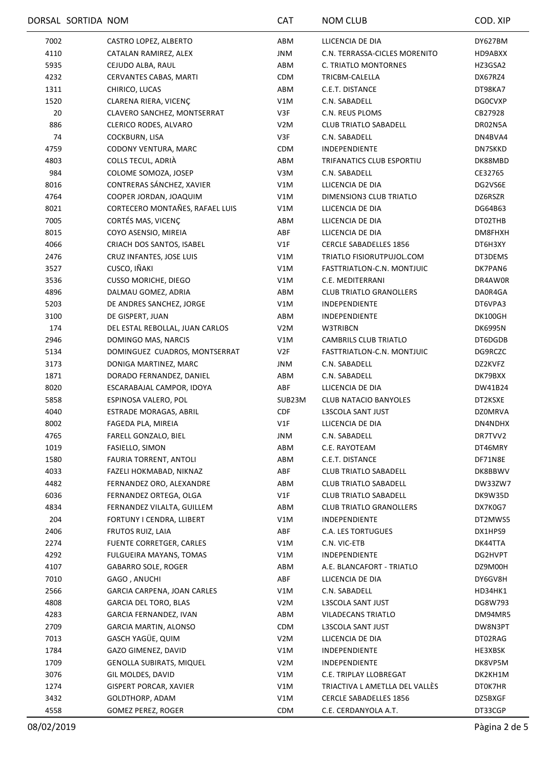| DORSAL | SORTIDA | NOM | CAT | NOM CLUB | COD. XIP |
|---|---|---|---|---|---|
| 7002 | | CASTRO LOPEZ, ALBERTO | ABM | LLICENCIA DE DIA | DY627BM |
| 4110 | | CATALAN RAMIREZ, ALEX | JNM | C.N. TERRASSA-CICLES MORENITO | HD9ABXX |
| 5935 | | CEJUDO ALBA, RAUL | ABM | C. TRIATLO MONTORNES | HZ3GSA2 |
| 4232 | | CERVANTES CABAS, MARTI | CDM | TRICBM-CALELLA | DX67RZ4 |
| 1311 | | CHIRICO, LUCAS | ABM | C.E.T. DISTANCE | DT98KA7 |
| 1520 | | CLARENA RIERA, VICENÇ | V1M | C.N. SABADELL | DG0CVXP |
| 20 | | CLAVERO SANCHEZ, MONTSERRAT | V3F | C.N. REUS PLOMS | CB27928 |
| 886 | | CLERICO RODES, ALVARO | V2M | CLUB TRIATLO SABADELL | DR02N5A |
| 74 | | COCKBURN, LISA | V3F | C.N. SABADELL | DN4BVA4 |
| 4759 | | CODONY VENTURA, MARC | CDM | INDEPENDIENTE | DN7SKKD |
| 4803 | | COLLS TECUL, ADRIÀ | ABM | TRIFANATICS CLUB ESPORTIU | DK88MBD |
| 984 | | COLOME SOMOZA, JOSEP | V3M | C.N. SABADELL | CE32765 |
| 8016 | | CONTRERAS SÁNCHEZ, XAVIER | V1M | LLICENCIA DE DIA | DG2VS6E |
| 4764 | | COOPER JORDAN, JOAQUIM | V1M | DIMENSION3 CLUB TRIATLO | DZ6RSZR |
| 8021 | | CORTECERO MONTAÑES, RAFAEL LUIS | V1M | LLICENCIA DE DIA | DG64B63 |
| 7005 | | CORTÉS MAS, VICENÇ | ABM | LLICENCIA DE DIA | DT02THB |
| 8015 | | COYO ASENSIO, MIREIA | ABF | LLICENCIA DE DIA | DM8FHXH |
| 4066 | | CRIACH DOS SANTOS, ISABEL | V1F | CERCLE SABADELLES 1856 | DT6H3XY |
| 2476 | | CRUZ INFANTES, JOSE LUIS | V1M | TRIATLO FISIORUTPUJOL.COM | DT3DEMS |
| 3527 | | CUSCO, IÑAKI | V1M | FASTTRIATLON-C.N. MONTJUIC | DK7PAN6 |
| 3536 | | CUSSO MORICHE, DIEGO | V1M | C.E. MEDITERRANI | DR4AW0R |
| 4896 | | DALMAU GOMEZ, ADRIA | ABM | CLUB TRIATLO GRANOLLERS | DA0R4GA |
| 5203 | | DE ANDRES SANCHEZ, JORGE | V1M | INDEPENDIENTE | DT6VPA3 |
| 3100 | | DE GISPERT, JUAN | ABM | INDEPENDIENTE | DK100GH |
| 174 | | DEL ESTAL REBOLLAL, JUAN CARLOS | V2M | W3TRIBCN | DK6995N |
| 2946 | | DOMINGO MAS, NARCIS | V1M | CAMBRILS CLUB TRIATLO | DT6DGDB |
| 5134 | | DOMINGUEZ CUADROS, MONTSERRAT | V2F | FASTTRIATLON-C.N. MONTJUIC | DG9RCZC |
| 3173 | | DONIGA MARTINEZ, MARC | JNM | C.N. SABADELL | DZ2KVFZ |
| 1871 | | DORADO FERNANDEZ, DANIEL | ABM | C.N. SABADELL | DK79BXX |
| 8020 | | ESCARABAJAL CAMPOR, IDOYA | ABF | LLICENCIA DE DIA | DW41B24 |
| 5858 | | ESPINOSA VALERO, POL | SUB23M | CLUB NATACIO BANYOLES | DT2KSXE |
| 4040 | | ESTRADE MORAGAS, ABRIL | CDF | L3SCOLA SANT JUST | DZ0MRVA |
| 8002 | | FAGEDA PLA, MIREIA | V1F | LLICENCIA DE DIA | DN4NDHX |
| 4765 | | FARELL GONZALO, BIEL | JNM | C.N. SABADELL | DR7TVV2 |
| 1019 | | FASIELLO, SIMON | ABM | C.E. RAYOTEAM | DT46MRY |
| 1580 | | FAURIA TORRENT, ANTOLI | ABM | C.E.T. DISTANCE | DF71N8E |
| 4033 | | FAZELI HOKMABAD, NIKNAZ | ABF | CLUB TRIATLO SABADELL | DK8BBWV |
| 4482 | | FERNANDEZ ORO, ALEXANDRE | ABM | CLUB TRIATLO SABADELL | DW33ZW7 |
| 6036 | | FERNANDEZ ORTEGA, OLGA | V1F | CLUB TRIATLO SABADELL | DK9W35D |
| 4834 | | FERNANDEZ VILALTA, GUILLEM | ABM | CLUB TRIATLO GRANOLLERS | DX7K0G7 |
| 204 | | FORTUNY I CENDRA, LLIBERT | V1M | INDEPENDIENTE | DT2MWS5 |
| 2406 | | FRUTOS RUIZ, LAIA | ABF | C.A. LES TORTUGUES | DX1HPS9 |
| 2274 | | FUENTE CORRETGER, CARLES | V1M | C.N. VIC-ETB | DK44TTA |
| 4292 | | FULGUEIRA MAYANS, TOMAS | V1M | INDEPENDIENTE | DG2HVPT |
| 4107 | | GABARRO SOLE, ROGER | ABM | A.E. BLANCAFORT - TRIATLO | DZ9M00H |
| 7010 | | GAGO , ANUCHI | ABF | LLICENCIA DE DIA | DY6GV8H |
| 2566 | | GARCIA CARPENA, JOAN CARLES | V1M | C.N. SABADELL | HD34HK1 |
| 4808 | | GARCIA DEL TORO, BLAS | V2M | L3SCOLA SANT JUST | DG8W793 |
| 4283 | | GARCIA FERNANDEZ, IVAN | ABM | VILADECANS TRIATLO | DM94MR5 |
| 2709 | | GARCIA MARTIN, ALONSO | CDM | L3SCOLA SANT JUST | DW8N3PT |
| 7013 | | GASCH YAGÜE, QUIM | V2M | LLICENCIA DE DIA | DT02RAG |
| 1784 | | GAZO GIMENEZ, DAVID | V1M | INDEPENDIENTE | HE3XBSK |
| 1709 | | GENOLLA SUBIRATS, MIQUEL | V2M | INDEPENDIENTE | DK8VP5M |
| 3076 | | GIL MOLDES, DAVID | V1M | C.E. TRIPLAY LLOBREGAT | DK2KH1M |
| 1274 | | GISPERT PORCAR, XAVIER | V1M | TRIACTIVA L AMETLLA DEL VALLÈS | DT0K7HR |
| 3432 | | GOLDTHORP, ADAM | V1M | CERCLE SABADELLES 1856 | DZ5BXGF |
| 4558 | | GOMEZ PEREZ, ROGER | CDM | C.E. CERDANYOLA A.T. | DT33CGP |

08/02/2019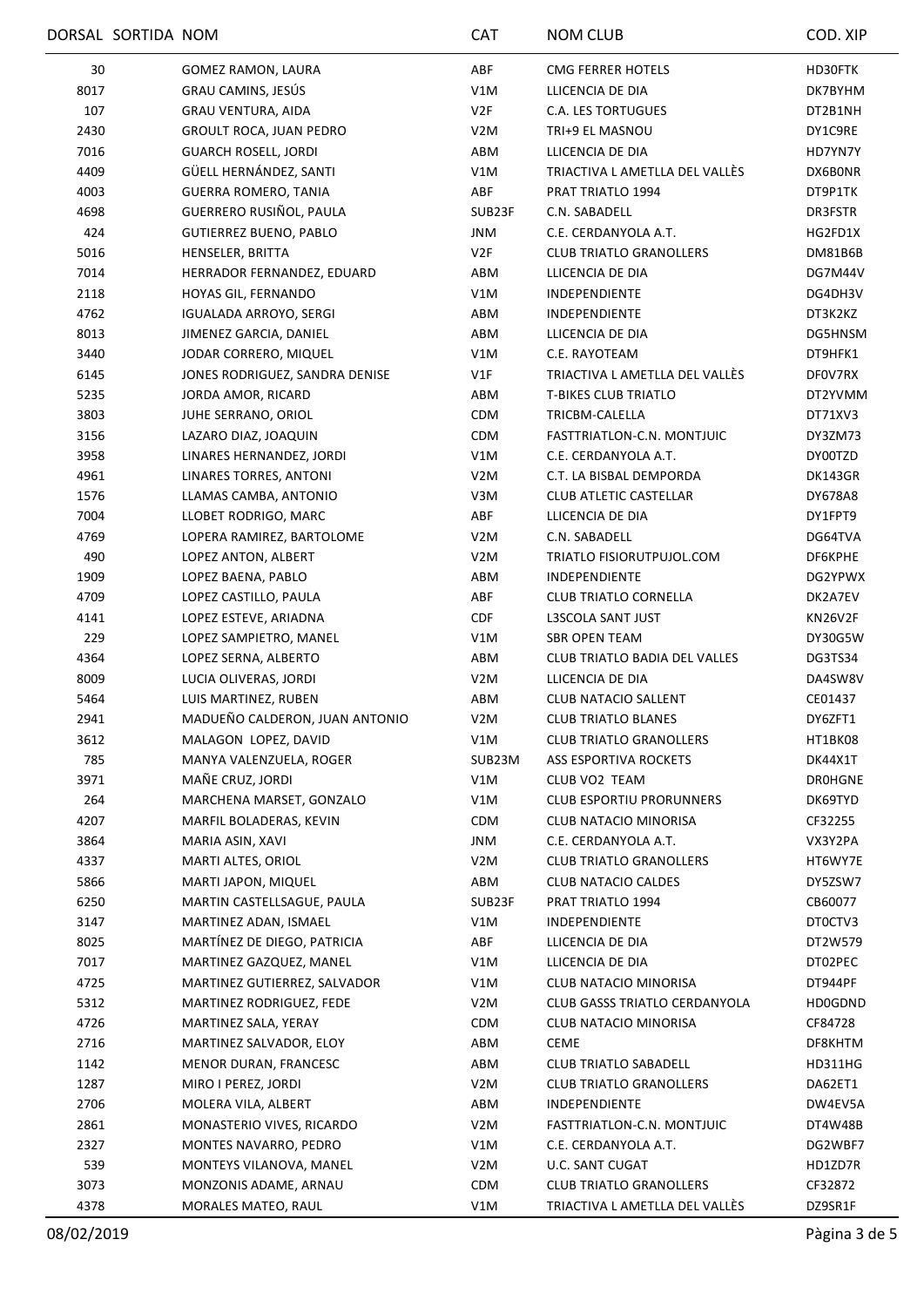| DORSAL | SORTIDA | NOM | CAT | NOM CLUB | COD. XIP |
|---|---|---|---|---|---|
| 30 | | GOMEZ RAMON, LAURA | ABF | CMG FERRER HOTELS | HD30FTK |
| 8017 | | GRAU CAMINS, JESÚS | V1M | LLICENCIA DE DIA | DK7BYHM |
| 107 | | GRAU VENTURA, AIDA | V2F | C.A. LES TORTUGUES | DT2B1NH |
| 2430 | | GROULT ROCA, JUAN PEDRO | V2M | TRI+9 EL MASNOU | DY1C9RE |
| 7016 | | GUARCH ROSELL, JORDI | ABM | LLICENCIA DE DIA | HD7YN7Y |
| 4409 | | GÜELL HERNÁNDEZ, SANTI | V1M | TRIACTIVA L AMETLLA DEL VALLÈS | DX6B0NR |
| 4003 | | GUERRA ROMERO, TANIA | ABF | PRAT TRIATLO 1994 | DT9P1TK |
| 4698 | | GUERRERO RUSIÑOL, PAULA | SUB23F | C.N. SABADELL | DR3FSTR |
| 424 | | GUTIERREZ BUENO, PABLO | JNM | C.E. CERDANYOLA A.T. | HG2FD1X |
| 5016 | | HENSELER, BRITTA | V2F | CLUB TRIATLO GRANOLLERS | DM81B6B |
| 7014 | | HERRADOR FERNANDEZ, EDUARD | ABM | LLICENCIA DE DIA | DG7M44V |
| 2118 | | HOYAS GIL, FERNANDO | V1M | INDEPENDIENTE | DG4DH3V |
| 4762 | | IGUALADA ARROYO, SERGI | ABM | INDEPENDIENTE | DT3K2KZ |
| 8013 | | JIMENEZ GARCIA, DANIEL | ABM | LLICENCIA DE DIA | DG5HNSM |
| 3440 | | JODAR CORRERO, MIQUEL | V1M | C.E. RAYOTEAM | DT9HFK1 |
| 6145 | | JONES RODRIGUEZ, SANDRA DENISE | V1F | TRIACTIVA L AMETLLA DEL VALLÈS | DF0V7RX |
| 5235 | | JORDA AMOR, RICARD | ABM | T-BIKES CLUB TRIATLO | DT2YVMM |
| 3803 | | JUHE SERRANO, ORIOL | CDM | TRICBM-CALELLA | DT71XV3 |
| 3156 | | LAZARO DIAZ, JOAQUIN | CDM | FASTTRIATLON-C.N. MONTJUIC | DY3ZM73 |
| 3958 | | LINARES HERNANDEZ, JORDI | V1M | C.E. CERDANYOLA A.T. | DY00TZD |
| 4961 | | LINARES TORRES, ANTONI | V2M | C.T. LA BISBAL DEMPORDA | DK143GR |
| 1576 | | LLAMAS CAMBA, ANTONIO | V3M | CLUB ATLETIC CASTELLAR | DY678A8 |
| 7004 | | LLOBET RODRIGO, MARC | ABF | LLICENCIA DE DIA | DY1FPT9 |
| 4769 | | LOPERA RAMIREZ, BARTOLOME | V2M | C.N. SABADELL | DG64TVA |
| 490 | | LOPEZ ANTON, ALBERT | V2M | TRIATLO FISIORUTPUJOL.COM | DF6KPHE |
| 1909 | | LOPEZ BAENA, PABLO | ABM | INDEPENDIENTE | DG2YPWX |
| 4709 | | LOPEZ CASTILLO, PAULA | ABF | CLUB TRIATLO CORNELLA | DK2A7EV |
| 4141 | | LOPEZ ESTEVE, ARIADNA | CDF | L3SCOLA SANT JUST | KN26V2F |
| 229 | | LOPEZ SAMPIETRO, MANEL | V1M | SBR OPEN TEAM | DY30G5W |
| 4364 | | LOPEZ SERNA, ALBERTO | ABM | CLUB TRIATLO BADIA DEL VALLES | DG3TS34 |
| 8009 | | LUCIA OLIVERAS, JORDI | V2M | LLICENCIA DE DIA | DA4SW8V |
| 5464 | | LUIS MARTINEZ, RUBEN | ABM | CLUB NATACIO SALLENT | CE01437 |
| 2941 | | MADUEÑO CALDERON, JUAN ANTONIO | V2M | CLUB TRIATLO BLANES | DY6ZFT1 |
| 3612 | | MALAGON LOPEZ, DAVID | V1M | CLUB TRIATLO GRANOLLERS | HT1BK08 |
| 785 | | MANYA VALENZUELA, ROGER | SUB23M | ASS ESPORTIVA ROCKETS | DK44X1T |
| 3971 | | MAÑE CRUZ, JORDI | V1M | CLUB VO2 TEAM | DR0HGNE |
| 264 | | MARCHENA MARSET, GONZALO | V1M | CLUB ESPORTIU PRORUNNERS | DK69TYD |
| 4207 | | MARFIL BOLADERAS, KEVIN | CDM | CLUB NATACIO MINORISA | CF32255 |
| 3864 | | MARIA ASIN, XAVI | JNM | C.E. CERDANYOLA A.T. | VX3Y2PA |
| 4337 | | MARTI ALTES, ORIOL | V2M | CLUB TRIATLO GRANOLLERS | HT6WY7E |
| 5866 | | MARTI JAPON, MIQUEL | ABM | CLUB NATACIO CALDES | DY5ZSW7 |
| 6250 | | MARTIN CASTELLSAGUE, PAULA | SUB23F | PRAT TRIATLO 1994 | CB60077 |
| 3147 | | MARTINEZ ADAN, ISMAEL | V1M | INDEPENDIENTE | DT0CTV3 |
| 8025 | | MARTÍNEZ DE DIEGO, PATRICIA | ABF | LLICENCIA DE DIA | DT2W579 |
| 7017 | | MARTINEZ GAZQUEZ, MANEL | V1M | LLICENCIA DE DIA | DT02PEC |
| 4725 | | MARTINEZ GUTIERREZ, SALVADOR | V1M | CLUB NATACIO MINORISA | DT944PF |
| 5312 | | MARTINEZ RODRIGUEZ, FEDE | V2M | CLUB GASSS TRIATLO CERDANYOLA | HD0GDND |
| 4726 | | MARTINEZ SALA, YERAY | CDM | CLUB NATACIO MINORISA | CF84728 |
| 2716 | | MARTINEZ SALVADOR, ELOY | ABM | CEME | DF8KHTM |
| 1142 | | MENOR DURAN, FRANCESC | ABM | CLUB TRIATLO SABADELL | HD311HG |
| 1287 | | MIRO I PEREZ, JORDI | V2M | CLUB TRIATLO GRANOLLERS | DA62ET1 |
| 2706 | | MOLERA VILA, ALBERT | ABM | INDEPENDIENTE | DW4EV5A |
| 2861 | | MONASTERIO VIVES, RICARDO | V2M | FASTTRIATLON-C.N. MONTJUIC | DT4W48B |
| 2327 | | MONTES NAVARRO, PEDRO | V1M | C.E. CERDANYOLA A.T. | DG2WBF7 |
| 539 | | MONTEYS VILANOVA, MANEL | V2M | U.C. SANT CUGAT | HD1ZD7R |
| 3073 | | MONZONIS ADAME, ARNAU | CDM | CLUB TRIATLO GRANOLLERS | CF32872 |
| 4378 | | MORALES MATEO, RAUL | V1M | TRIACTIVA L AMETLLA DEL VALLÈS | DZ9SR1F |

08/02/2019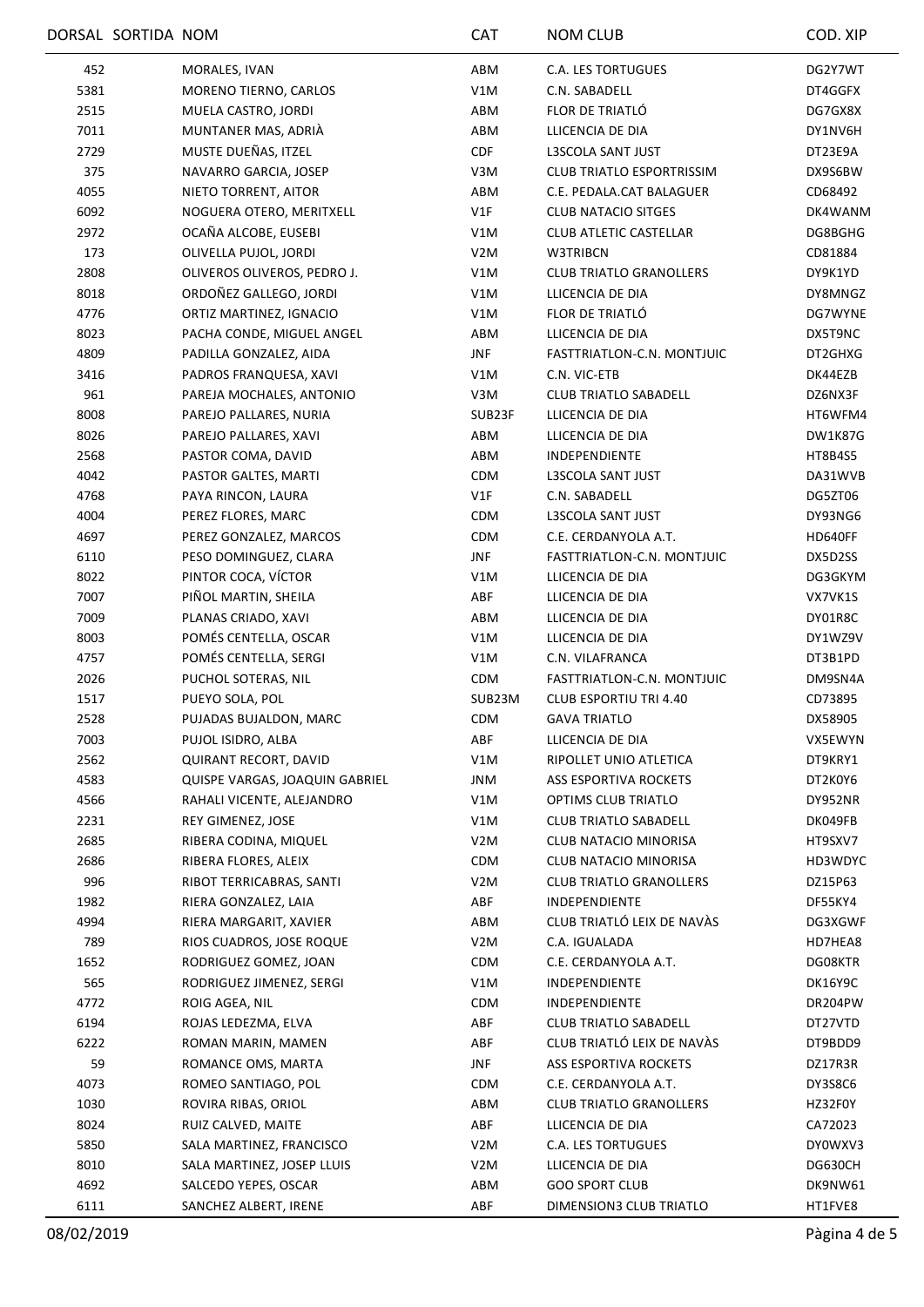| DORSAL | SORTIDA | NOM | CAT | NOM CLUB | COD. XIP |
|---|---|---|---|---|---|
| 452 | | MORALES, IVAN | ABM | C.A. LES TORTUGUES | DG2Y7WT |
| 5381 | | MORENO TIERNO, CARLOS | V1M | C.N. SABADELL | DT4GGFX |
| 2515 | | MUELA CASTRO, JORDI | ABM | FLOR DE TRIATLÓ | DG7GX8X |
| 7011 | | MUNTANER MAS, ADRIÀ | ABM | LLICENCIA DE DIA | DY1NV6H |
| 2729 | | MUSTE DUEÑAS, ITZEL | CDF | L3SCOLA SANT JUST | DT23E9A |
| 375 | | NAVARRO GARCIA, JOSEP | V3M | CLUB TRIATLO ESPORTRISSIM | DX9S6BW |
| 4055 | | NIETO TORRENT, AITOR | ABM | C.E. PEDALA.CAT BALAGUER | CD68492 |
| 6092 | | NOGUERA OTERO, MERITXELL | V1F | CLUB NATACIO SITGES | DK4WANM |
| 2972 | | OCAÑA ALCOBE, EUSEBI | V1M | CLUB ATLETIC CASTELLAR | DG8BGHG |
| 173 | | OLIVELLA PUJOL, JORDI | V2M | W3TRIBCN | CD81884 |
| 2808 | | OLIVEROS OLIVEROS, PEDRO J. | V1M | CLUB TRIATLO GRANOLLERS | DY9K1YD |
| 8018 | | ORDOÑEZ GALLEGO, JORDI | V1M | LLICENCIA DE DIA | DY8MNGZ |
| 4776 | | ORTIZ MARTINEZ, IGNACIO | V1M | FLOR DE TRIATLÓ | DG7WYNE |
| 8023 | | PACHA CONDE, MIGUEL ANGEL | ABM | LLICENCIA DE DIA | DX5T9NC |
| 4809 | | PADILLA GONZALEZ, AIDA | JNF | FASTTRIATLON-C.N. MONTJUIC | DT2GHXG |
| 3416 | | PADROS FRANQUESA, XAVI | V1M | C.N. VIC-ETB | DK44EZB |
| 961 | | PAREJA MOCHALES, ANTONIO | V3M | CLUB TRIATLO SABADELL | DZ6NX3F |
| 8008 | | PAREJO PALLARES, NURIA | SUB23F | LLICENCIA DE DIA | HT6WFM4 |
| 8026 | | PAREJO PALLARES, XAVI | ABM | LLICENCIA DE DIA | DW1K87G |
| 2568 | | PASTOR COMA, DAVID | ABM | INDEPENDIENTE | HT8B4S5 |
| 4042 | | PASTOR GALTES, MARTI | CDM | L3SCOLA SANT JUST | DA31WVB |
| 4768 | | PAYA RINCON, LAURA | V1F | C.N. SABADELL | DG5ZT06 |
| 4004 | | PEREZ FLORES, MARC | CDM | L3SCOLA SANT JUST | DY93NG6 |
| 4697 | | PEREZ GONZALEZ, MARCOS | CDM | C.E. CERDANYOLA A.T. | HD640FF |
| 6110 | | PESO DOMINGUEZ, CLARA | JNF | FASTTRIATLON-C.N. MONTJUIC | DX5D2SS |
| 8022 | | PINTOR COCA, VÍCTOR | V1M | LLICENCIA DE DIA | DG3GKYM |
| 7007 | | PIÑOL MARTIN, SHEILA | ABF | LLICENCIA DE DIA | VX7VK1S |
| 7009 | | PLANAS CRIADO, XAVI | ABM | LLICENCIA DE DIA | DY01R8C |
| 8003 | | POMÉS CENTELLA, OSCAR | V1M | LLICENCIA DE DIA | DY1WZ9V |
| 4757 | | POMÉS CENTELLA, SERGI | V1M | C.N. VILAFRANCA | DT3B1PD |
| 2026 | | PUCHOL SOTERAS, NIL | CDM | FASTTRIATLON-C.N. MONTJUIC | DM9SN4A |
| 1517 | | PUEYO SOLA, POL | SUB23M | CLUB ESPORTIU TRI 4.40 | CD73895 |
| 2528 | | PUJADAS BUJALDON, MARC | CDM | GAVA TRIATLO | DX58905 |
| 7003 | | PUJOL ISIDRO, ALBA | ABF | LLICENCIA DE DIA | VX5EWYN |
| 2562 | | QUIRANT RECORT, DAVID | V1M | RIPOLLET UNIO ATLETICA | DT9KRY1 |
| 4583 | | QUISPE VARGAS, JOAQUIN GABRIEL | JNM | ASS ESPORTIVA ROCKETS | DT2K0Y6 |
| 4566 | | RAHALI VICENTE, ALEJANDRO | V1M | OPTIMS CLUB TRIATLO | DY952NR |
| 2231 | | REY GIMENEZ, JOSE | V1M | CLUB TRIATLO SABADELL | DK049FB |
| 2685 | | RIBERA CODINA, MIQUEL | V2M | CLUB NATACIO MINORISA | HT9SXV7 |
| 2686 | | RIBERA FLORES, ALEIX | CDM | CLUB NATACIO MINORISA | HD3WDYC |
| 996 | | RIBOT TERRICABRAS, SANTI | V2M | CLUB TRIATLO GRANOLLERS | DZ15P63 |
| 1982 | | RIERA GONZALEZ, LAIA | ABF | INDEPENDIENTE | DF55KY4 |
| 4994 | | RIERA MARGARIT, XAVIER | ABM | CLUB TRIATLÓ LEIX DE NAVÀS | DG3XGWF |
| 789 | | RIOS CUADROS, JOSE ROQUE | V2M | C.A. IGUALADA | HD7HEA8 |
| 1652 | | RODRIGUEZ GOMEZ, JOAN | CDM | C.E. CERDANYOLA A.T. | DG08KTR |
| 565 | | RODRIGUEZ JIMENEZ, SERGI | V1M | INDEPENDIENTE | DK16Y9C |
| 4772 | | ROIG AGEA, NIL | CDM | INDEPENDIENTE | DR204PW |
| 6194 | | ROJAS LEDEZMA, ELVA | ABF | CLUB TRIATLO SABADELL | DT27VTD |
| 6222 | | ROMAN MARIN, MAMEN | ABF | CLUB TRIATLÓ LEIX DE NAVÀS | DT9BDD9 |
| 59 | | ROMANCE OMS, MARTA | JNF | ASS ESPORTIVA ROCKETS | DZ17R3R |
| 4073 | | ROMEO SANTIAGO, POL | CDM | C.E. CERDANYOLA A.T. | DY3S8C6 |
| 1030 | | ROVIRA RIBAS, ORIOL | ABM | CLUB TRIATLO GRANOLLERS | HZ32F0Y |
| 8024 | | RUIZ CALVED, MAITE | ABF | LLICENCIA DE DIA | CA72023 |
| 5850 | | SALA MARTINEZ, FRANCISCO | V2M | C.A. LES TORTUGUES | DY0WXV3 |
| 8010 | | SALA MARTINEZ, JOSEP LLUIS | V2M | LLICENCIA DE DIA | DG630CH |
| 4692 | | SALCEDO YEPES, OSCAR | ABM | GOO SPORT CLUB | DK9NW61 |
| 6111 | | SANCHEZ ALBERT, IRENE | ABF | DIMENSION3 CLUB TRIATLO | HT1FVE8 |

08/02/2019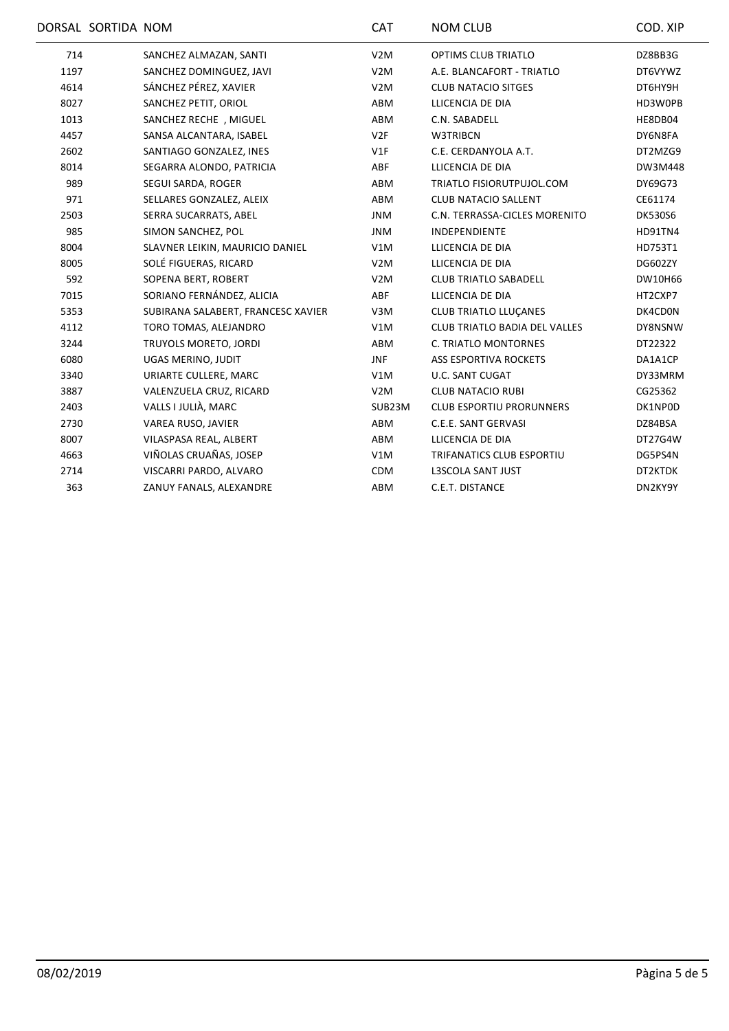| DORSAL | SORTIDA | NOM | CAT | NOM CLUB | COD. XIP |
|---|---|---|---|---|---|
| 714 | | SANCHEZ ALMAZAN, SANTI | V2M | OPTIMS CLUB TRIATLO | DZ8BB3G |
| 1197 | | SANCHEZ DOMINGUEZ, JAVI | V2M | A.E. BLANCAFORT - TRIATLO | DT6VYWZ |
| 4614 | | SÁNCHEZ PÉREZ, XAVIER | V2M | CLUB NATACIO SITGES | DT6HY9H |
| 8027 | | SANCHEZ PETIT, ORIOL | ABM | LLICENCIA DE DIA | HD3W0PB |
| 1013 | | SANCHEZ RECHE , MIGUEL | ABM | C.N. SABADELL | HE8DB04 |
| 4457 | | SANSA ALCANTARA, ISABEL | V2F | W3TRIBCN | DY6N8FA |
| 2602 | | SANTIAGO GONZALEZ, INES | V1F | C.E. CERDANYOLA A.T. | DT2MZG9 |
| 8014 | | SEGARRA ALONDO, PATRICIA | ABF | LLICENCIA DE DIA | DW3M448 |
| 989 | | SEGUI SARDA, ROGER | ABM | TRIATLO FISIORUTPUJOL.COM | DY69G73 |
| 971 | | SELLARES GONZALEZ, ALEIX | ABM | CLUB NATACIO SALLENT | CE61174 |
| 2503 | | SERRA SUCARRATS, ABEL | JNM | C.N. TERRASSA-CICLES MORENITO | DK530S6 |
| 985 | | SIMON SANCHEZ, POL | JNM | INDEPENDIENTE | HD91TN4 |
| 8004 | | SLAVNER LEIKIN, MAURICIO DANIEL | V1M | LLICENCIA DE DIA | HD753T1 |
| 8005 | | SOLÉ FIGUERAS, RICARD | V2M | LLICENCIA DE DIA | DG602ZY |
| 592 | | SOPENA BERT, ROBERT | V2M | CLUB TRIATLO SABADELL | DW10H66 |
| 7015 | | SORIANO FERNÁNDEZ, ALICIA | ABF | LLICENCIA DE DIA | HT2CXP7 |
| 5353 | | SUBIRANA SALABERT, FRANCESC XAVIER | V3M | CLUB TRIATLO LLUÇANES | DK4CD0N |
| 4112 | | TORO TOMAS, ALEJANDRO | V1M | CLUB TRIATLO BADIA DEL VALLES | DY8NSNW |
| 3244 | | TRUYOLS MORETO, JORDI | ABM | C. TRIATLO MONTORNES | DT22322 |
| 6080 | | UGAS MERINO, JUDIT | JNF | ASS ESPORTIVA ROCKETS | DA1A1CP |
| 3340 | | URIARTE CULLERE, MARC | V1M | U.C. SANT CUGAT | DY33MRM |
| 3887 | | VALENZUELA CRUZ, RICARD | V2M | CLUB NATACIO RUBI | CG25362 |
| 2403 | | VALLS I JULIÀ, MARC | SUB23M | CLUB ESPORTIU PRORUNNERS | DK1NP0D |
| 2730 | | VAREA RUSO, JAVIER | ABM | C.E.E. SANT GERVASI | DZ84BSA |
| 8007 | | VILASPASA REAL, ALBERT | ABM | LLICENCIA DE DIA | DT27G4W |
| 4663 | | VIÑOLAS CRUAÑAS, JOSEP | V1M | TRIFANATICS CLUB ESPORTIU | DG5PS4N |
| 2714 | | VISCARRI PARDO, ALVARO | CDM | L3SCOLA SANT JUST | DT2KTDK |
| 363 | | ZANUY FANALS, ALEXANDRE | ABM | C.E.T. DISTANCE | DN2KY9Y |

08/02/2019